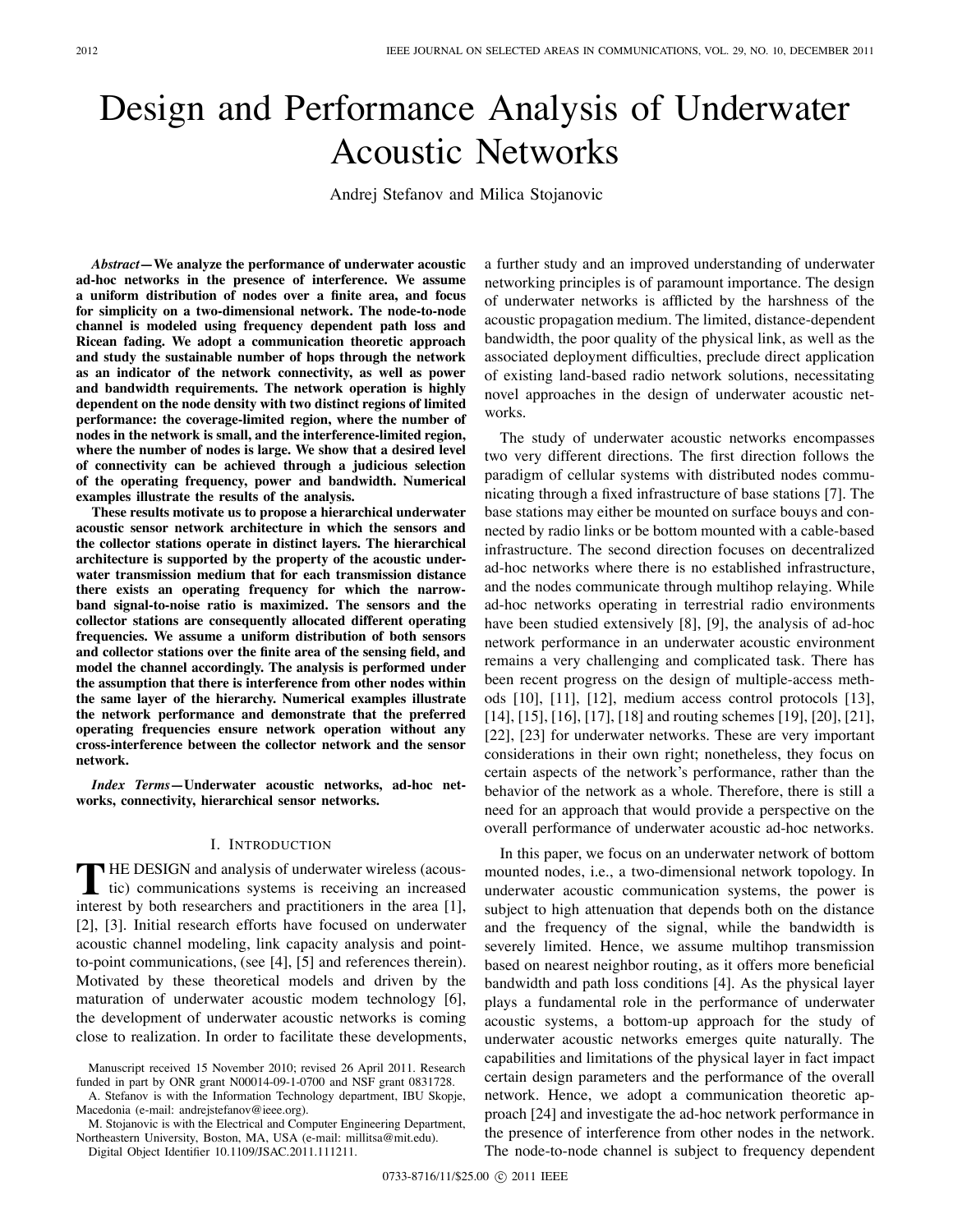# Design and Performance Analysis of Underwater Acoustic Networks

Andrej Stefanov and Milica Stojanovic

***Abstract*—We analyze the performance of underwater acoustic ad-hoc networks in the presence of interference. We assume a uniform distribution of nodes over a finite area, and focus for simplicity on a two-dimensional network. The node-to-node channel is modeled using frequency dependent path loss and Ricean fading. We adopt a communication theoretic approach and study the sustainable number of hops through the network as an indicator of the network connectivity, as well as power and bandwidth requirements. The network operation is highly dependent on the node density with two distinct regions of limited performance: the coverage-limited region, where the number of nodes in the network is small, and the interference-limited region, where the number of nodes is large. We show that a desired level of connectivity can be achieved through a judicious selection of the operating frequency, power and bandwidth. Numerical examples illustrate the results of the analysis.**

**These results motivate us to propose a hierarchical underwater acoustic sensor network architecture in which the sensors and the collector stations operate in distinct layers. The hierarchical architecture is supported by the property of the acoustic underwater transmission medium that for each transmission distance there exists an operating frequency for which the narrowband signal-to-noise ratio is maximized. The sensors and the collector stations are consequently allocated different operating frequencies. We assume a uniform distribution of both sensors and collector stations over the finite area of the sensing field, and model the channel accordingly. The analysis is performed under the assumption that there is interference from other nodes within the same layer of the hierarchy. Numerical examples illustrate the network performance and demonstrate that the preferred operating frequencies ensure network operation without any cross-interference between the collector network and the sensor network.**

***Index Terms*—Underwater acoustic networks, ad-hoc networks, connectivity, hierarchical sensor networks.**

## I. Introduction

The design and analysis of underwater wireless (acoustic) communications systems is receiving an increased interest by both researchers and practitioners in the area [1], [2], [3]. Initial research efforts have focused on underwater acoustic channel modeling, link capacity analysis and point-to-point communications, (see [4], [5] and references therein). Motivated by these theoretical models and driven by the maturation of underwater acoustic modem technology [6], the development of underwater acoustic networks is coming close to realization. In order to facilitate these developments, a further study and an improved understanding of underwater networking principles is of paramount importance. The design of underwater networks is afflicted by the harshness of the acoustic propagation medium. The limited, distance-dependent bandwidth, the poor quality of the physical link, as well as the associated deployment difficulties, preclude direct application of existing land-based radio network solutions, necessitating novel approaches in the design of underwater acoustic networks.

The study of underwater acoustic networks encompasses two very different directions. The first direction follows the paradigm of cellular systems with distributed nodes communicating through a fixed infrastructure of base stations [7]. The base stations may either be mounted on surface bouys and connected by radio links or be bottom mounted with a cable-based infrastructure. The second direction focuses on decentralized ad-hoc networks where there is no established infrastructure, and the nodes communicate through multihop relaying. While ad-hoc networks operating in terrestrial radio environments have been studied extensively [8], [9], the analysis of ad-hoc network performance in an underwater acoustic environment remains a very challenging and complicated task. There has been recent progress on the design of multiple-access methods [10], [11], [12], medium access control protocols [13], [14], [15], [16], [17], [18] and routing schemes [19], [20], [21], [22], [23] for underwater networks. These are very important considerations in their own right; nonetheless, they focus on certain aspects of the network's performance, rather than the behavior of the network as a whole. Therefore, there is still a need for an approach that would provide a perspective on the overall performance of underwater acoustic ad-hoc networks.

In this paper, we focus on an underwater network of bottom mounted nodes, i.e., a two-dimensional network topology. In underwater acoustic communication systems, the power is subject to high attenuation that depends both on the distance and the frequency of the signal, while the bandwidth is severely limited. Hence, we assume multihop transmission based on nearest neighbor routing, as it offers more beneficial bandwidth and path loss conditions [4]. As the physical layer plays a fundamental role in the performance of underwater acoustic systems, a bottom-up approach for the study of underwater acoustic networks emerges quite naturally. The capabilities and limitations of the physical layer in fact impact certain design parameters and the performance of the overall network. Hence, we adopt a communication theoretic approach [24] and investigate the ad-hoc network performance in the presence of interference from other nodes in the network. The node-to-node channel is subject to frequency dependent

Manuscript received 15 November 2010; revised 26 April 2011. Research funded in part by ONR grant N00014-09-1-0700 and NSF grant 0831728.

A. Stefanov is with the Information Technology department, IBU Skopje, Macedonia (e-mail: andrejstefanov@ieee.org).

M. Stojanovic is with the Electrical and Computer Engineering Department, Northeastern University, Boston, MA, USA (e-mail: millitsa@mit.edu).

Digital Object Identifier 10.1109/JSAC.2011.111211.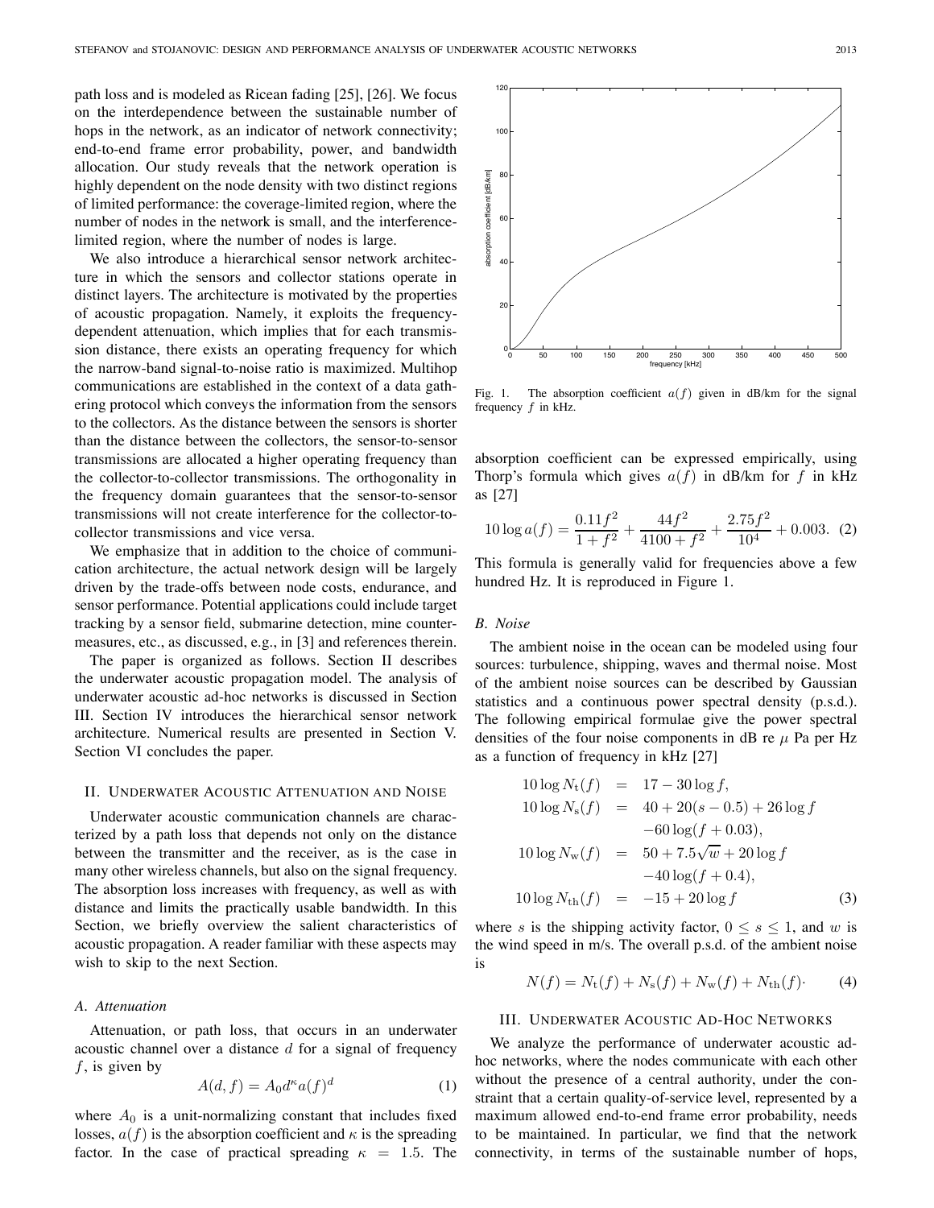path loss and is modeled as Ricean fading [25], [26]. We focus on the interdependence between the sustainable number of hops in the network, as an indicator of network connectivity; end-to-end frame error probability, power, and bandwidth allocation. Our study reveals that the network operation is highly dependent on the node density with two distinct regions of limited performance: the coverage-limited region, where the number of nodes in the network is small, and the interference-limited region, where the number of nodes is large.

We also introduce a hierarchical sensor network architecture in which the sensors and collector stations operate in distinct layers. The architecture is motivated by the properties of acoustic propagation. Namely, it exploits the frequency-dependent attenuation, which implies that for each transmission distance, there exists an operating frequency for which the narrow-band signal-to-noise ratio is maximized. Multihop communications are established in the context of a data gathering protocol which conveys the information from the sensors to the collectors. As the distance between the sensors is shorter than the distance between the collectors, the sensor-to-sensor transmissions are allocated a higher operating frequency than the collector-to-collector transmissions. The orthogonality in the frequency domain guarantees that the sensor-to-sensor transmissions will not create interference for the collector-to-collector transmissions and vice versa.

We emphasize that in addition to the choice of communication architecture, the actual network design will be largely driven by the trade-offs between node costs, endurance, and sensor performance. Potential applications could include target tracking by a sensor field, submarine detection, mine countermeasures, etc., as discussed, e.g., in [3] and references therein.

The paper is organized as follows. Section II describes the underwater acoustic propagation model. The analysis of underwater acoustic ad-hoc networks is discussed in Section III. Section IV introduces the hierarchical sensor network architecture. Numerical results are presented in Section V. Section VI concludes the paper.

## II. Underwater Acoustic Attenuation and Noise

Underwater acoustic communication channels are characterized by a path loss that depends not only on the distance between the transmitter and the receiver, as is the case in many other wireless channels, but also on the signal frequency. The absorption loss increases with frequency, as well as with distance and limits the practically usable bandwidth. In this Section, we briefly overview the salient characteristics of acoustic propagation. A reader familiar with these aspects may wish to skip to the next Section.

### A. Attenuation

Attenuation, or path loss, that occurs in an underwater acoustic channel over a distance $d$ for a signal of frequency $f$, is given by

$$A(d, f) = A_0 d^{\kappa} a(f)^d \quad (1)$$

where $A_0$ is a unit-normalizing constant that includes fixed losses, $a(f)$ is the absorption coefficient and $\kappa$ is the spreading factor. In the case of practical spreading $\kappa = 1.5$. The absorption coefficient can be expressed empirically, using Thorp's formula which gives $a(f)$ in dB/km for $f$ in kHz as [27]

$$10 \log a(f) = \frac{0.11 f^2}{1 + f^2} + \frac{44 f^2}{4100 + f^2} + \frac{2.75 f^2}{10^4} + 0.003. \quad (2)$$

This formula is generally valid for frequencies above a few hundred Hz. It is reproduced in Figure 1.

absorption coefficient [dB/km]

0 20 40 60 80 100 120

frequency [kHz]

0 50 100 150 200 250 300 350 400 450 500

Fig. 1. The absorption coefficient $a(f)$ given in dB/km for the signal frequency $f$ in kHz.

### B. Noise

The ambient noise in the ocean can be modeled using four sources: turbulence, shipping, waves and thermal noise. Most of the ambient noise sources can be described by Gaussian statistics and a continuous power spectral density (p.s.d.). The following empirical formulae give the power spectral densities of the four noise components in dB re $\mu$ Pa per Hz as a function of frequency in kHz [27]

$$\begin{aligned}
10 \log N_{\mathrm{t}}(f) &= 17 - 30 \log f, \\
10 \log N_{\mathrm{s}}(f) &= 40 + 20(s - 0.5) + 26 \log f \\
&\quad - 60 \log(f + 0.03), \\
10 \log N_{\mathrm{w}}(f) &= 50 + 7.5 \sqrt{w} + 20 \log f \\
&\quad - 40 \log(f + 0.4), \\
10 \log N_{\mathrm{th}}(f) &= -15 + 20 \log f
\end{aligned} \quad (3)$$

where $s$ is the shipping activity factor, $0 \leq s \leq 1$, and $w$ is the wind speed in m/s. The overall p.s.d. of the ambient noise is

$$N(f) = N_{\mathrm{t}}(f) + N_{\mathrm{s}}(f) + N_{\mathrm{w}}(f) + N_{\mathrm{th}}(f) \cdot \quad (4)$$

## III. Underwater Acoustic Ad-Hoc Networks

We analyze the performance of underwater acoustic ad-hoc networks, where the nodes communicate with each other without the presence of a central authority, under the constraint that a certain quality-of-service level, represented by a maximum allowed end-to-end frame error probability, needs to be maintained. In particular, we find that the network connectivity, in terms of the sustainable number of hops,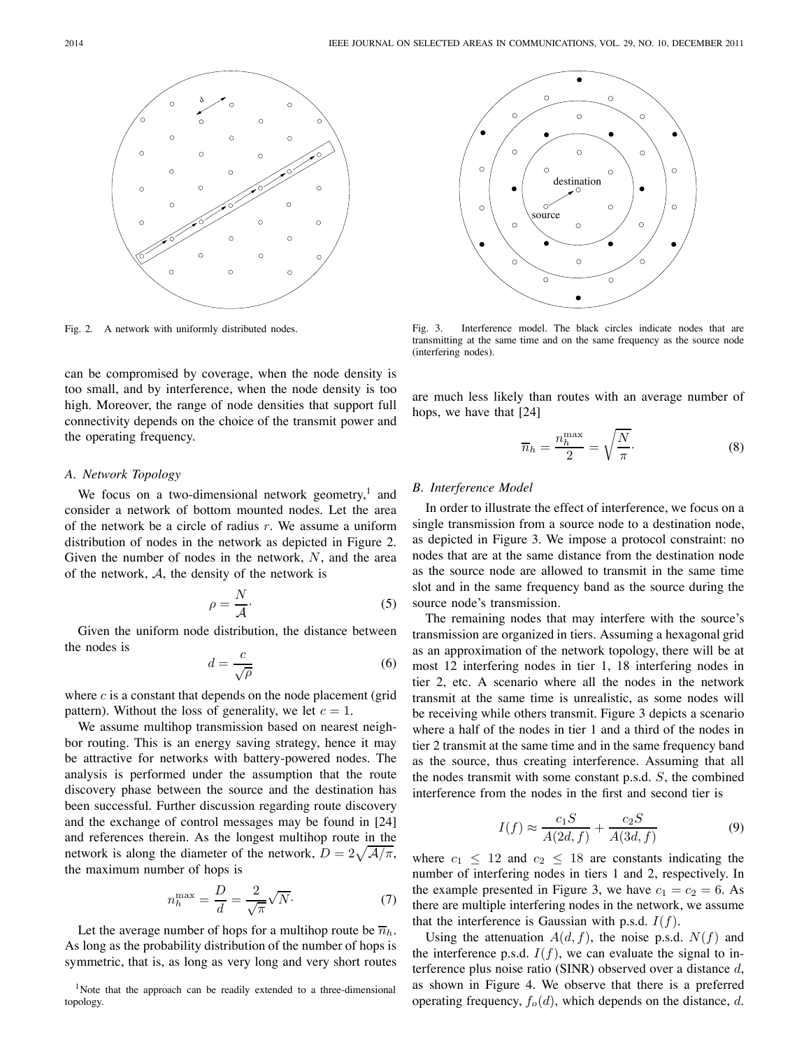Fig. 2. A network with uniformly distributed nodes.

Fig. 3. Interference model. The black circles indicate nodes that are transmitting at the same time and on the same frequency as the source node (interfering nodes).

can be compromised by coverage, when the node density is too small, and by interference, when the node density is too high. Moreover, the range of node densities that support full connectivity depends on the choice of the transmit power and the operating frequency.

### *A. Network Topology*

We focus on a two-dimensional network geometry,[1] and consider a network of bottom mounted nodes. Let the area of the network be a circle of radius $r$. We assume a uniform distribution of nodes in the network as depicted in Figure 2. Given the number of nodes in the network, $N$, and the area of the network, $\mathcal{A}$, the density of the network is

$$\rho = \frac{N}{\mathcal{A}}\cdot \tag{5}$$

Given the uniform node distribution, the distance between the nodes is

$$d = \frac{c}{\sqrt{\rho}} \tag{6}$$

where $c$ is a constant that depends on the node placement (grid pattern). Without the loss of generality, we let $c = 1$.

We assume multihop transmission based on nearest neighbor routing. This is an energy saving strategy, hence it may be attractive for networks with battery-powered nodes. The analysis is performed under the assumption that the route discovery phase between the source and the destination has been successful. Further discussion regarding route discovery and the exchange of control messages may be found in [24] and references therein. As the longest multihop route in the network is along the diameter of the network, $D = 2\sqrt{\mathcal{A}/\pi}$, the maximum number of hops is

$$n_h^{\max} = \frac{D}{d} = \frac{2}{\sqrt{\pi}}\sqrt{N}\cdot \tag{7}$$

Let the average number of hops for a multihop route be $\overline{n}_h$. As long as the probability distribution of the number of hops is symmetric, that is, as long as very long and very short routes are much less likely than routes with an average number of hops, we have that [24]

$$\overline{n}_h = \frac{n_h^{\max}}{2} = \sqrt{\frac{N}{\pi}}\cdot \tag{8}$$

### *B. Interference Model*

In order to illustrate the effect of interference, we focus on a single transmission from a source node to a destination node, as depicted in Figure 3. We impose a protocol constraint: no nodes that are at the same distance from the destination node as the source node are allowed to transmit in the same time slot and in the same frequency band as the source during the source node's transmission.

The remaining nodes that may interfere with the source's transmission are organized in tiers. Assuming a hexagonal grid as an approximation of the network topology, there will be at most 12 interfering nodes in tier 1, 18 interfering nodes in tier 2, etc. A scenario where all the nodes in the network transmit at the same time is unrealistic, as some nodes will be receiving while others transmit. Figure 3 depicts a scenario where a half of the nodes in tier 1 and a third of the nodes in tier 2 transmit at the same time and in the same frequency band as the source, thus creating interference. Assuming that all the nodes transmit with some constant p.s.d. $S$, the combined interference from the nodes in the first and second tier is

$$I(f) \approx \frac{c_1 S}{A(2d, f)} + \frac{c_2 S}{A(3d, f)} \tag{9}$$

where $c_1 \leq 12$ and $c_2 \leq 18$ are constants indicating the number of interfering nodes in tiers 1 and 2, respectively. In the example presented in Figure 3, we have $c_1 = c_2 = 6$. As there are multiple interfering nodes in the network, we assume that the interference is Gaussian with p.s.d. $I(f)$.

Using the attenuation $A(d, f)$, the noise p.s.d. $N(f)$ and the interference p.s.d. $I(f)$, we can evaluate the signal to interference plus noise ratio (SINR) observed over a distance $d$, as shown in Figure 4. We observe that there is a preferred operating frequency, $f_o(d)$, which depends on the distance, $d$.

[1] Note that the approach can be readily extended to a three-dimensional topology.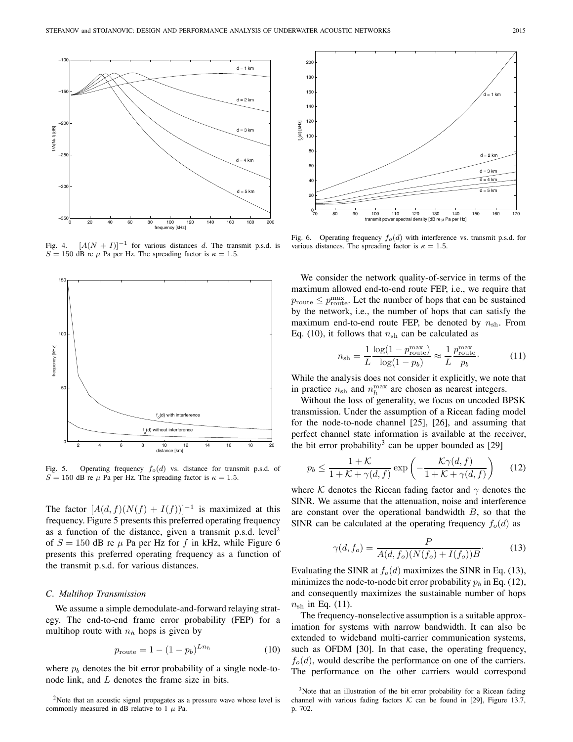Fig. 4. $[A(N+I)]^{-1}$ for various distances $d$. The transmit p.s.d. is $S = 150$ dB re $\mu$ Pa per Hz. The spreading factor is $\kappa = 1.5$.

Fig. 5. Operating frequency $f_o(d)$ vs. distance for transmit p.s.d. of $S = 150$ dB re $\mu$ Pa per Hz. The spreading factor is $\kappa = 1.5$.

The factor $[A(d,f)(N(f)+I(f))]^{-1}$ is maximized at this frequency. Figure 5 presents this preferred operating frequency as a function of the distance, given a transmit p.s.d. level[2] of $S = 150$ dB re $\mu$ Pa per Hz for $f$ in kHz, while Figure 6 presents this preferred operating frequency as a function of the transmit p.s.d. for various distances.

### C. Multihop Transmission

We assume a simple demodulate-and-forward relaying strategy. The end-to-end frame error probability (FEP) for a multihop route with $n_h$ hops is given by

$$p_{\rm route} = 1 - (1-p_b)^{Ln_h} \tag{10}$$

where $p_b$ denotes the bit error probability of a single node-to-node link, and $L$ denotes the frame size in bits.

[2]Note that an acoustic signal propagates as a pressure wave whose level is commonly measured in dB relative to 1 $\mu$ Pa.

Fig. 6. Operating frequency $f_o(d)$ with interference vs. transmit p.s.d. for various distances. The spreading factor is $\kappa = 1.5$.

We consider the network quality-of-service in terms of the maximum allowed end-to-end route FEP, i.e., we require that $p_{\rm route} \leq p_{\rm route}^{\max}$. Let the number of hops that can be sustained by the network, i.e., the number of hops that can satisfy the maximum end-to-end route FEP, be denoted by $n_{\rm sh}$. From Eq. (10), it follows that $n_{\rm sh}$ can be calculated as

$$n_{\rm sh} = \frac{1}{L}\frac{\log(1-p_{\rm route}^{\max})}{\log(1-p_b)} \approx \frac{1}{L}\frac{p_{\rm route}^{\max}}{p_b}. \tag{11}$$

While the analysis does not consider it explicitly, we note that in practice $n_{\rm sh}$ and $n_h^{\max}$ are chosen as nearest integers.

Without the loss of generality, we focus on uncoded BPSK transmission. Under the assumption of a Ricean fading model for the node-to-node channel [25], [26], and assuming that perfect channel state information is available at the receiver, the bit error probability[3] can be upper bounded as [29]

$$p_b \leq \frac{1+\mathcal{K}}{1+\mathcal{K}+\gamma(d,f)} \exp\left(-\frac{\mathcal{K}\gamma(d,f)}{1+\mathcal{K}+\gamma(d,f)}\right) \tag{12}$$

where $\mathcal{K}$ denotes the Ricean fading factor and $\gamma$ denotes the SINR. We assume that the attenuation, noise and interference are constant over the operational bandwidth $B$, so that the SINR can be calculated at the operating frequency $f_o(d)$ as

$$\gamma(d, f_o) = \frac{P}{A(d,f_o)(N(f_o)+I(f_o))B}. \tag{13}$$

Evaluating the SINR at $f_o(d)$ maximizes the SINR in Eq. (13), minimizes the node-to-node bit error probability $p_b$ in Eq. (12), and consequently maximizes the sustainable number of hops $n_{\rm sh}$ in Eq. (11).

The frequency-nonselective assumption is a suitable approximation for systems with narrow bandwidth. It can also be extended to wideband multi-carrier communication systems, such as OFDM [30]. In that case, the operating frequency, $f_o(d)$, would describe the performance on one of the carriers. The performance on the other carriers would correspond

[3]Note that an illustration of the bit error probability for a Ricean fading channel with various fading factors $\mathcal{K}$ can be found in [29], Figure 13.7, p. 702.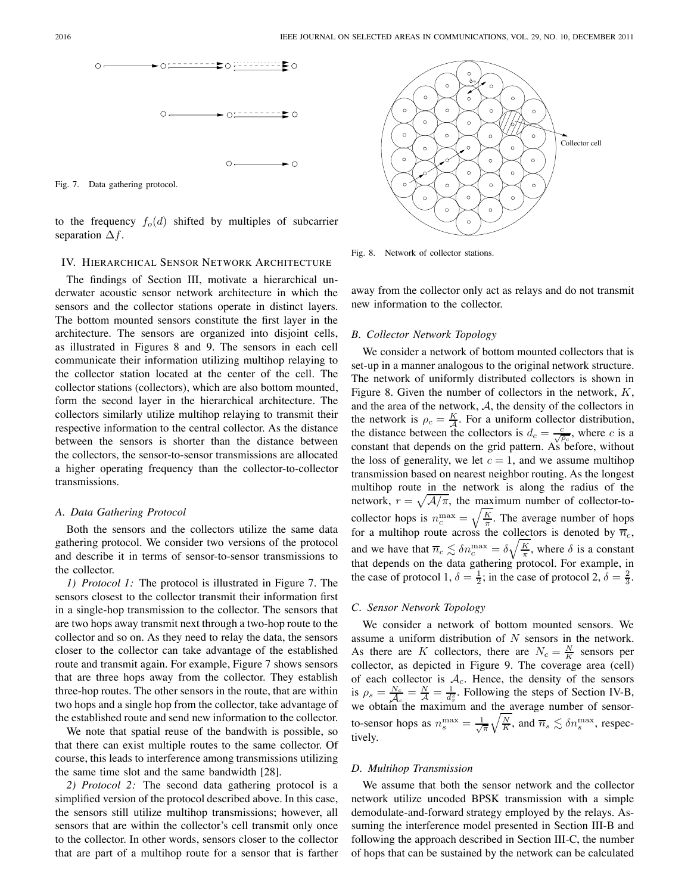Fig. 7. Data gathering protocol.

Collector cell

Fig. 8. Network of collector stations.

to the frequency $f_o(d)$ shifted by multiples of subcarrier separation $\Delta f$.

## IV. Hierarchical Sensor Network Architecture

The findings of Section III, motivate a hierarchical underwater acoustic sensor network architecture in which the sensors and the collector stations operate in distinct layers. The bottom mounted sensors constitute the first layer in the architecture. The sensors are organized into disjoint cells, as illustrated in Figures 8 and 9. The sensors in each cell communicate their information utilizing multihop relaying to the collector station located at the center of the cell. The collector stations (collectors), which are also bottom mounted, form the second layer in the hierarchical architecture. The collectors similarly utilize multihop relaying to transmit their respective information to the central collector. As the distance between the sensors is shorter than the distance between the collectors, the sensor-to-sensor transmissions are allocated a higher operating frequency than the collector-to-collector transmissions.

### A. Data Gathering Protocol

Both the sensors and the collectors utilize the same data gathering protocol. We consider two versions of the protocol and describe it in terms of sensor-to-sensor transmissions to the collector.

*1) Protocol 1:* The protocol is illustrated in Figure 7. The sensors closest to the collector transmit their information first in a single-hop transmission to the collector. The sensors that are two hops away transmit next through a two-hop route to the collector and so on. As they need to relay the data, the sensors closer to the collector can take advantage of the established route and transmit again. For example, Figure 7 shows sensors that are three hops away from the collector. They establish three-hop routes. The other sensors in the route, that are within two hops and a single hop from the collector, take advantage of the established route and send new information to the collector.

We note that spatial reuse of the bandwith is possible, so that there can exist multiple routes to the same collector. Of course, this leads to interference among transmissions utilizing the same time slot and the same bandwidth [28].

*2) Protocol 2:* The second data gathering protocol is a simplified version of the protocol described above. In this case, the sensors still utilize multihop transmissions; however, all sensors that are within the collector's cell transmit only once to the collector. In other words, sensors closer to the collector that are part of a multihop route for a sensor that is farther away from the collector only act as relays and do not transmit new information to the collector.

### B. Collector Network Topology

We consider a network of bottom mounted collectors that is set-up in a manner analogous to the original network structure. The network of uniformly distributed collectors is shown in Figure 8. Given the number of collectors in the network, $K$, and the area of the network, $\mathcal{A}$, the density of the collectors in the network is $\rho_c = \frac{K}{\mathcal{A}}$. For a uniform collector distribution, the distance between the collectors is $d_c = \frac{c}{\sqrt{\rho_c}}$, where $c$ is a constant that depends on the grid pattern. As before, without the loss of generality, we let $c = 1$, and we assume multihop transmission based on nearest neighbor routing. As the longest multihop route in the network is along the radius of the network, $r = \sqrt{\mathcal{A}/\pi}$, the maximum number of collector-to-collector hops is $n_c^{\max} = \sqrt{\frac{K}{\pi}}$. The average number of hops for a multihop route across the collectors is denoted by $\overline{n}_c$, and we have that $\overline{n}_c \lesssim \delta n_c^{\max} = \delta\sqrt{\frac{K}{\pi}}$, where $\delta$ is a constant that depends on the data gathering protocol. For example, in the case of protocol 1, $\delta = \frac{1}{2}$; in the case of protocol 2, $\delta = \frac{2}{3}$.

### C. Sensor Network Topology

We consider a network of bottom mounted sensors. We assume a uniform distribution of $N$ sensors in the network. As there are $K$ collectors, there are $N_c = \frac{N}{K}$ sensors per collector, as depicted in Figure 9. The coverage area (cell) of each collector is $\mathcal{A}_c$. Hence, the density of the sensors is $\rho_s = \frac{N_c}{\mathcal{A}_c} = \frac{N}{\mathcal{A}} = \frac{1}{d_s^2}$. Following the steps of Section IV-B, we obtain the maximum and the average number of sensor-to-sensor hops as $n_s^{\max} = \frac{1}{\sqrt{\pi}}\sqrt{\frac{N}{K}}$, and $\overline{n}_s \lesssim \delta n_s^{\max}$, respectively.

### D. Multihop Transmission

We assume that both the sensor network and the collector network utilize uncoded BPSK transmission with a simple demodulate-and-forward strategy employed by the relays. Assuming the interference model presented in Section III-B and following the approach described in Section III-C, the number of hops that can be sustained by the network can be calculated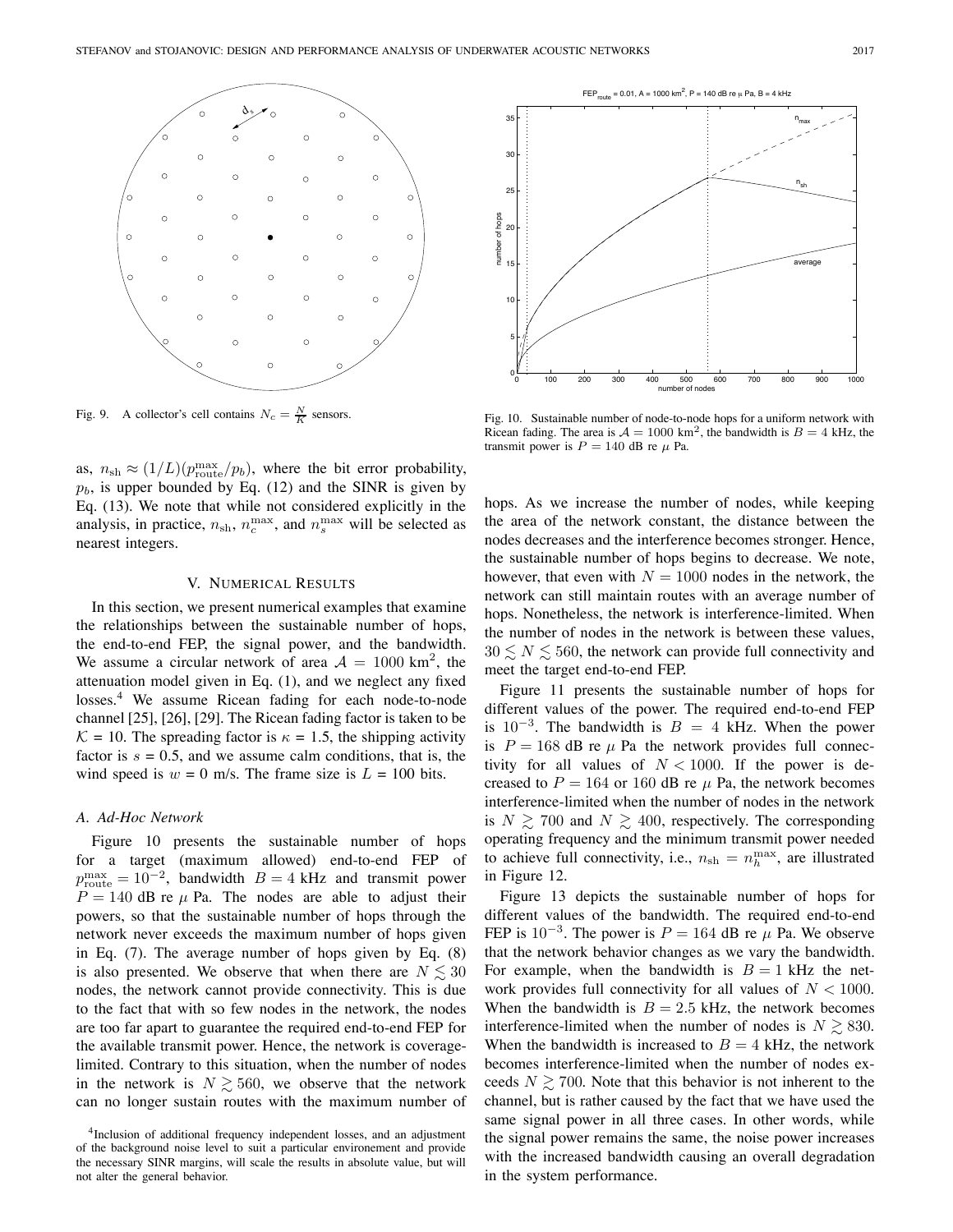Fig. 9. A collector's cell contains $N_c = \frac{N}{K}$ sensors.

Fig. 10. Sustainable number of node-to-node hops for a uniform network with Ricean fading. The area is $\mathcal{A} = 1000$ km$^2$, the bandwidth is $B = 4$ kHz, the transmit power is $P = 140$ dB re $\mu$ Pa.

as, $n_{\rm sh} \approx (1/L)(p_{\rm route}^{\max}/p_b)$, where the bit error probability, $p_b$, is upper bounded by Eq. (12) and the SINR is given by Eq. (13). We note that while not considered explicitly in the analysis, in practice, $n_{\rm sh}$, $n_c^{\max}$, and $n_s^{\max}$ will be selected as nearest integers.

## V. Numerical Results

In this section, we present numerical examples that examine the relationships between the sustainable number of hops, the end-to-end FEP, the signal power, and the bandwidth. We assume a circular network of area $\mathcal{A} = 1000$ km$^2$, the attenuation model given in Eq. (1), and we neglect any fixed losses.[4] We assume Ricean fading for each node-to-node channel [25], [26], [29]. The Ricean fading factor is taken to be $\mathcal{K} = 10$. The spreading factor is $\kappa = 1.5$, the shipping activity factor is $s = 0.5$, and we assume calm conditions, that is, the wind speed is $w = 0$ m/s. The frame size is $L = 100$ bits.

### A. Ad-Hoc Network

Figure 10 presents the sustainable number of hops for a target (maximum allowed) end-to-end FEP of $p_{\rm route}^{\max} = 10^{-2}$, bandwidth $B = 4$ kHz and transmit power $P = 140$ dB re $\mu$ Pa. The nodes are able to adjust their powers, so that the sustainable number of hops through the network never exceeds the maximum number of hops given in Eq. (7). The average number of hops given by Eq. (8) is also presented. We observe that when there are $N \lesssim 30$ nodes, the network cannot provide connectivity. This is due to the fact that with so few nodes in the network, the nodes are too far apart to guarantee the required end-to-end FEP for the available transmit power. Hence, the network is coverage-limited. Contrary to this situation, when the number of nodes in the network is $N \gtrsim 560$, we observe that the network can no longer sustain routes with the maximum number of hops. As we increase the number of nodes, while keeping the area of the network constant, the distance between the nodes decreases and the interference becomes stronger. Hence, the sustainable number of hops begins to decrease. We note, however, that even with $N = 1000$ nodes in the network, the network can still maintain routes with an average number of hops. Nonetheless, the network is interference-limited. When the number of nodes in the network is between these values, $30 \lesssim N \lesssim 560$, the network can provide full connectivity and meet the target end-to-end FEP.

Figure 11 presents the sustainable number of hops for different values of the power. The required end-to-end FEP is $10^{-3}$. The bandwidth is $B = 4$ kHz. When the power is $P = 168$ dB re $\mu$ Pa the network provides full connectivity for all values of $N < 1000$. If the power is decreased to $P = 164$ or $160$ dB re $\mu$ Pa, the network becomes interference-limited when the number of nodes in the network is $N \gtrsim 700$ and $N \gtrsim 400$, respectively. The corresponding operating frequency and the minimum transmit power needed to achieve full connectivity, i.e., $n_{\rm sh} = n_h^{\max}$, are illustrated in Figure 12.

Figure 13 depicts the sustainable number of hops for different values of the bandwidth. The required end-to-end FEP is $10^{-3}$. The power is $P = 164$ dB re $\mu$ Pa. We observe that the network behavior changes as we vary the bandwidth. For example, when the bandwidth is $B = 1$ kHz the network provides full connectivity for all values of $N < 1000$. When the bandwidth is $B = 2.5$ kHz, the network becomes interference-limited when the number of nodes is $N \gtrsim 830$. When the bandwidth is increased to $B = 4$ kHz, the network becomes interference-limited when the number of nodes exceeds $N \gtrsim 700$. Note that this behavior is not inherent to the channel, but is rather caused by the fact that we have used the same signal power in all three cases. In other words, while the signal power remains the same, the noise power increases with the increased bandwidth causing an overall degradation in the system performance.

[4] Inclusion of additional frequency independent losses, and an adjustment of the background noise level to suit a particular environement and provide the necessary SINR margins, will scale the results in absolute value, but will not alter the general behavior.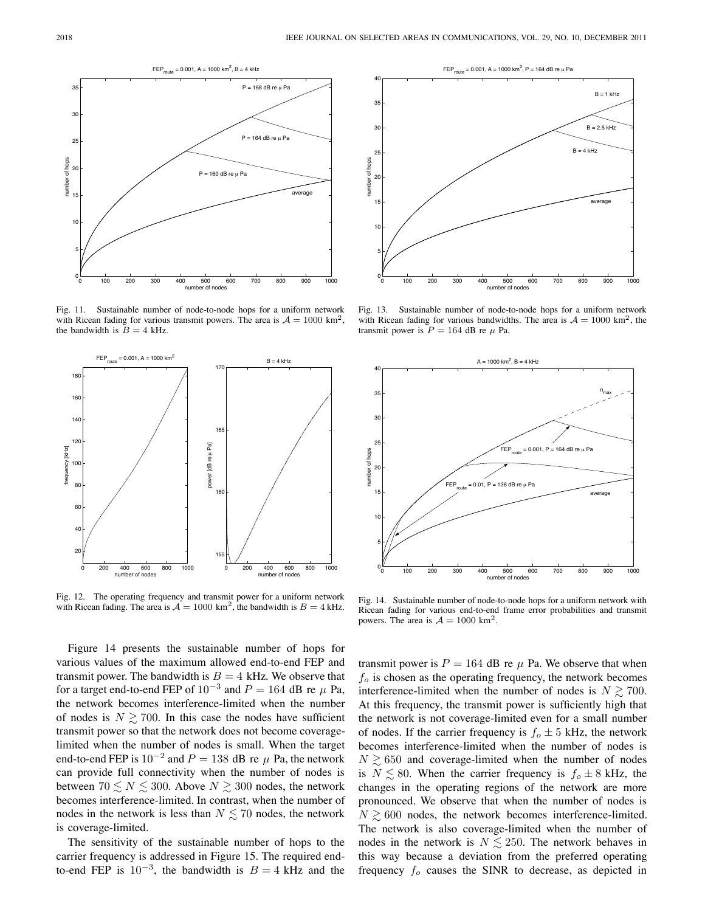Fig. 11. Sustainable number of node-to-node hops for a uniform network with Ricean fading for various transmit powers. The area is $\mathcal{A} = 1000$ km$^2$, the bandwidth is $B = 4$ kHz.

Fig. 13. Sustainable number of node-to-node hops for a uniform network with Ricean fading for various bandwidths. The area is $\mathcal{A} = 1000$ km$^2$, the transmit power is $P = 164$ dB re $\mu$ Pa.

Fig. 12. The operating frequency and transmit power for a uniform network with Ricean fading. The area is $\mathcal{A} = 1000$ km$^2$, the bandwidth is $B = 4$ kHz.

Fig. 14. Sustainable number of node-to-node hops for a uniform network with Ricean fading for various end-to-end frame error probabilities and transmit powers. The area is $\mathcal{A} = 1000$ km$^2$.

Figure 14 presents the sustainable number of hops for various values of the maximum allowed end-to-end FEP and transmit power. The bandwidth is $B = 4$ kHz. We observe that for a target end-to-end FEP of $10^{-3}$ and $P = 164$ dB re $\mu$ Pa, the network becomes interference-limited when the number of nodes is $N \gtrsim 700$. In this case the nodes have sufficient transmit power so that the network does not become coverage-limited when the number of nodes is small. When the target end-to-end FEP is $10^{-2}$ and $P = 138$ dB re $\mu$ Pa, the network can provide full connectivity when the number of nodes is between $70 \lesssim N \lesssim 300$. Above $N \gtrsim 300$ nodes, the network becomes interference-limited. In contrast, when the number of nodes in the network is less than $N \lesssim 70$ nodes, the network is coverage-limited.

The sensitivity of the sustainable number of hops to the carrier frequency is addressed in Figure 15. The required end-to-end FEP is $10^{-3}$, the bandwidth is $B = 4$ kHz and the transmit power is $P = 164$ dB re $\mu$ Pa. We observe that when $f_o$ is chosen as the operating frequency, the network becomes interference-limited when the number of nodes is $N \gtrsim 700$. At this frequency, the transmit power is sufficiently high that the network is not coverage-limited even for a small number of nodes. If the carrier frequency is $f_o \pm 5$ kHz, the network becomes interference-limited when the number of nodes is $N \gtrsim 650$ and coverage-limited when the number of nodes is $N \lesssim 80$. When the carrier frequency is $f_o \pm 8$ kHz, the changes in the operating regions of the network are more pronounced. We observe that when the number of nodes is $N \gtrsim 600$ nodes, the network becomes interference-limited. The network is also coverage-limited when the number of nodes in the network is $N \lesssim 250$. The network behaves in this way because a deviation from the preferred operating frequency $f_o$ causes the SINR to decrease, as depicted in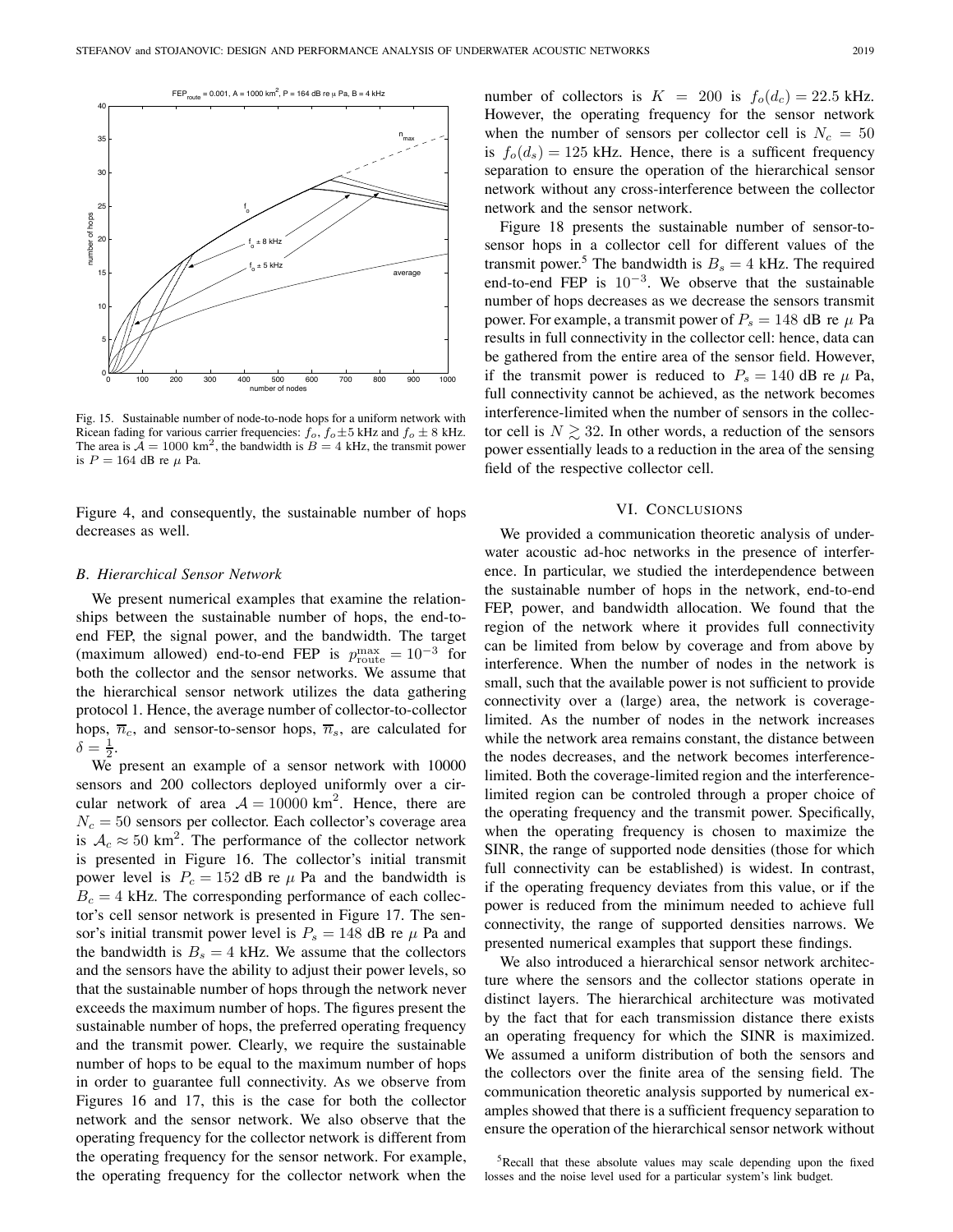FEP$_{\text{route}}$ = 0.001, A = 1000 km$^2$, P = 164 dB re μ Pa, B = 4 kHz

n$_{\text{max}}$

f$_o$

f$_o$ ± 8 kHz

f$_o$ ± 5 kHz

average

number of hops

number of nodes

0 100 200 300 400 500 600 700 800 900 1000

0 5 10 15 20 25 30 35 40

Fig. 15. Sustainable number of node-to-node hops for a uniform network with Ricean fading for various carrier frequencies: $f_o$, $f_o \pm 5$ kHz and $f_o \pm 8$ kHz. The area is $\mathcal{A} = 1000$ km$^2$, the bandwidth is $B = 4$ kHz, the transmit power is $P = 164$ dB re $\mu$ Pa.

Figure 4, and consequently, the sustainable number of hops decreases as well.

### *B. Hierarchical Sensor Network*

We present numerical examples that examine the relationships between the sustainable number of hops, the end-to-end FEP, the signal power, and the bandwidth. The target (maximum allowed) end-to-end FEP is $p_{\text{route}}^{\max} = 10^{-3}$ for both the collector and the sensor networks. We assume that the hierarchical sensor network utilizes the data gathering protocol 1. Hence, the average number of collector-to-collector hops, $\overline{n}_c$, and sensor-to-sensor hops, $\overline{n}_s$, are calculated for $\delta = \frac{1}{2}$.

We present an example of a sensor network with 10000 sensors and 200 collectors deployed uniformly over a circular network of area $\mathcal{A} = 10000$ km$^2$. Hence, there are $N_c = 50$ sensors per collector. Each collector's coverage area is $\mathcal{A}_c \approx 50$ km$^2$. The performance of the collector network is presented in Figure 16. The collector's initial transmit power level is $P_c = 152$ dB re $\mu$ Pa and the bandwidth is $B_c = 4$ kHz. The corresponding performance of each collector's cell sensor network is presented in Figure 17. The sensor's initial transmit power level is $P_s = 148$ dB re $\mu$ Pa and the bandwidth is $B_s = 4$ kHz. We assume that the collectors and the sensors have the ability to adjust their power levels, so that the sustainable number of hops through the network never exceeds the maximum number of hops. The figures present the sustainable number of hops, the preferred operating frequency and the transmit power. Clearly, we require the sustainable number of hops to be equal to the maximum number of hops in order to guarantee full connectivity. As we observe from Figures 16 and 17, this is the case for both the collector network and the sensor network. We also observe that the operating frequency for the collector network is different from the operating frequency for the sensor network. For example, the operating frequency for the collector network when the number of collectors is $K = 200$ is $f_o(d_c) = 22.5$ kHz. However, the operating frequency for the sensor network when the number of sensors per collector cell is $N_c = 50$ is $f_o(d_s) = 125$ kHz. Hence, there is a sufficent frequency separation to ensure the operation of the hierarchical sensor network without any cross-interference between the collector network and the sensor network.

Figure 18 presents the sustainable number of sensor-to-sensor hops in a collector cell for different values of the transmit power.[5] The bandwidth is $B_s = 4$ kHz. The required end-to-end FEP is $10^{-3}$. We observe that the sustainable number of hops decreases as we decrease the sensors transmit power. For example, a transmit power of $P_s = 148$ dB re $\mu$ Pa results in full connectivity in the collector cell: hence, data can be gathered from the entire area of the sensor field. However, if the transmit power is reduced to $P_s = 140$ dB re $\mu$ Pa, full connectivity cannot be achieved, as the network becomes interference-limited when the number of sensors in the collector cell is $N \gtrsim 32$. In other words, a reduction of the sensors power essentially leads to a reduction in the area of the sensing field of the respective collector cell.

## VI. Conclusions

We provided a communication theoretic analysis of underwater acoustic ad-hoc networks in the presence of interference. In particular, we studied the interdependence between the sustainable number of hops in the network, end-to-end FEP, power, and bandwidth allocation. We found that the region of the network where it provides full connectivity can be limited from below by coverage and from above by interference. When the number of nodes in the network is small, such that the available power is not sufficient to provide connectivity over a (large) area, the network is coverage-limited. As the number of nodes in the network increases while the network area remains constant, the distance between the nodes decreases, and the network becomes interference-limited. Both the coverage-limited region and the interference-limited region can be controled through a proper choice of the operating frequency and the transmit power. Specifically, when the operating frequency is chosen to maximize the SINR, the range of supported node densities (those for which full connectivity can be established) is widest. In contrast, if the operating frequency deviates from this value, or if the power is reduced from the minimum needed to achieve full connectivity, the range of supported densities narrows. We presented numerical examples that support these findings.

We also introduced a hierarchical sensor network architecture where the sensors and the collector stations operate in distinct layers. The hierarchical architecture was motivated by the fact that for each transmission distance there exists an operating frequency for which the SINR is maximized. We assumed a uniform distribution of both the sensors and the collectors over the finite area of the sensing field. The communication theoretic analysis supported by numerical examples showed that there is a sufficient frequency separation to ensure the operation of the hierarchical sensor network without

[5]Recall that these absolute values may scale depending upon the fixed losses and the noise level used for a particular system's link budget.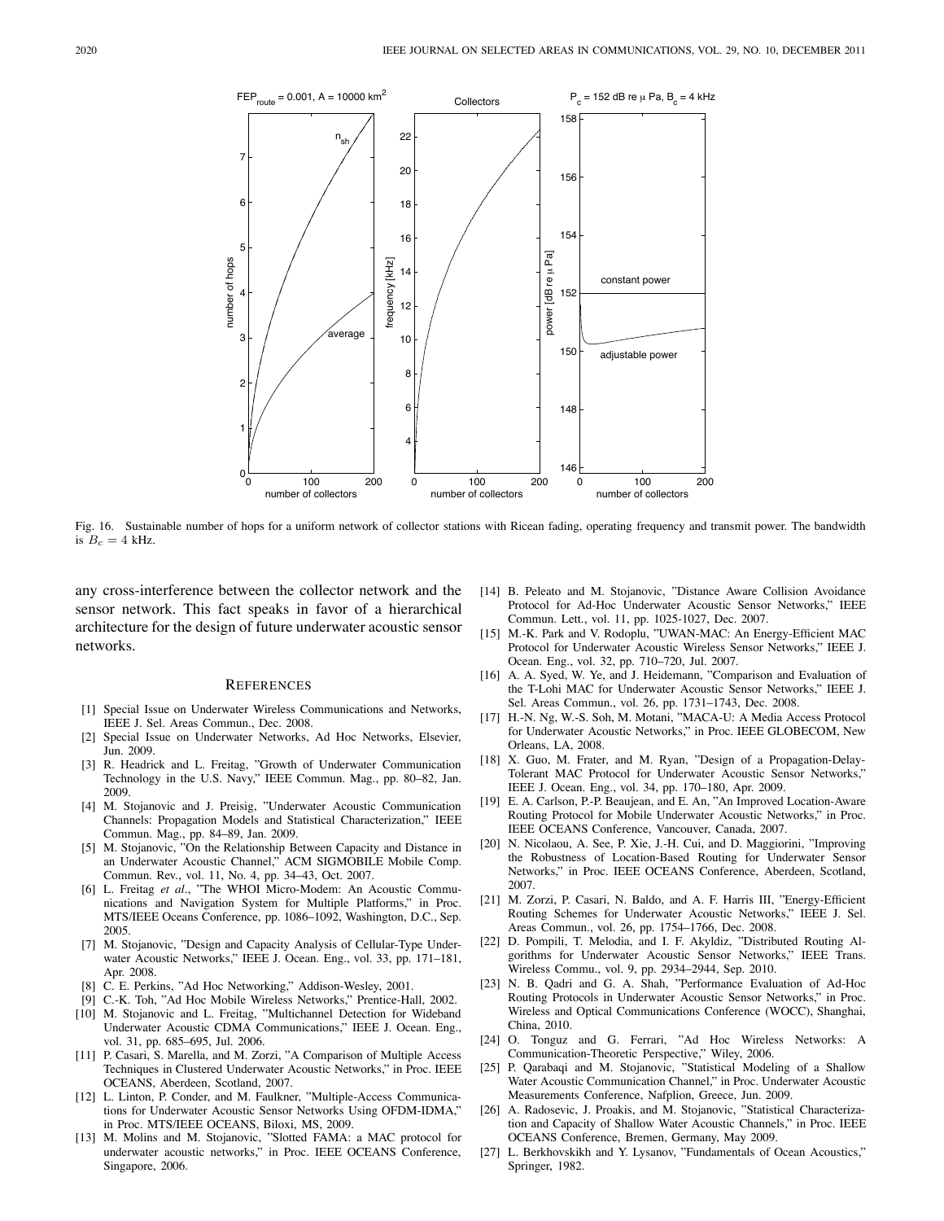Fig. 16. Sustainable number of hops for a uniform network of collector stations with Ricean fading, operating frequency and transmit power. The bandwidth is $B_c = 4$ kHz.

any cross-interference between the collector network and the sensor network. This fact speaks in favor of a hierarchical architecture for the design of future underwater acoustic sensor networks.

## REFERENCES

[1] Special Issue on Underwater Wireless Communications and Networks, IEEE J. Sel. Areas Commun., Dec. 2008.

[2] Special Issue on Underwater Networks, Ad Hoc Networks, Elsevier, Jun. 2009.

[3] R. Headrick and L. Freitag, "Growth of Underwater Communication Technology in the U.S. Navy," IEEE Commun. Mag., pp. 80–82, Jan. 2009.

[4] M. Stojanovic and J. Preisig, "Underwater Acoustic Communication Channels: Propagation Models and Statistical Characterization," IEEE Commun. Mag., pp. 84–89, Jan. 2009.

[5] M. Stojanovic, "On the Relationship Between Capacity and Distance in an Underwater Acoustic Channel," ACM SIGMOBILE Mobile Comp. Commun. Rev., vol. 11, No. 4, pp. 34–43, Oct. 2007.

[6] L. Freitag *et al.*, "The WHOI Micro-Modem: An Acoustic Communications and Navigation System for Multiple Platforms," in Proc. MTS/IEEE Oceans Conference, pp. 1086–1092, Washington, D.C., Sep. 2005.

[7] M. Stojanovic, "Design and Capacity Analysis of Cellular-Type Underwater Acoustic Networks," IEEE J. Ocean. Eng., vol. 33, pp. 171–181, Apr. 2008.

[8] C. E. Perkins, "Ad Hoc Networking," Addison-Wesley, 2001.

[9] C.-K. Toh, "Ad Hoc Mobile Wireless Networks," Prentice-Hall, 2002.

[10] M. Stojanovic and L. Freitag, "Multichannel Detection for Wideband Underwater Acoustic CDMA Communications," IEEE J. Ocean. Eng., vol. 31, pp. 685–695, Jul. 2006.

[11] P. Casari, S. Marella, and M. Zorzi, "A Comparison of Multiple Access Techniques in Clustered Underwater Acoustic Networks," in Proc. IEEE OCEANS, Aberdeen, Scotland, 2007.

[12] L. Linton, P. Conder, and M. Faulkner, "Multiple-Access Communications for Underwater Acoustic Sensor Networks Using OFDM-IDMA," in Proc. MTS/IEEE OCEANS, Biloxi, MS, 2009.

[13] M. Molins and M. Stojanovic, "Slotted FAMA: a MAC protocol for underwater acoustic networks," in Proc. IEEE OCEANS Conference, Singapore, 2006.

[14] B. Peleato and M. Stojanovic, "Distance Aware Collision Avoidance Protocol for Ad-Hoc Underwater Acoustic Sensor Networks," IEEE Commun. Lett., vol. 11, pp. 1025-1027, Dec. 2007.

[15] M.-K. Park and V. Rodoplu, "UWAN-MAC: An Energy-Efficient MAC Protocol for Underwater Acoustic Wireless Sensor Networks," IEEE J. Ocean. Eng., vol. 32, pp. 710–720, Jul. 2007.

[16] A. A. Syed, W. Ye, and J. Heidemann, "Comparison and Evaluation of the T-Lohi MAC for Underwater Acoustic Sensor Networks," IEEE J. Sel. Areas Commun., vol. 26, pp. 1731–1743, Dec. 2008.

[17] H.-N. Ng, W.-S. Soh, M. Motani, "MACA-U: A Media Access Protocol for Underwater Acoustic Networks," in Proc. IEEE GLOBECOM, New Orleans, LA, 2008.

[18] X. Guo, M. Frater, and M. Ryan, "Design of a Propagation-Delay-Tolerant MAC Protocol for Underwater Acoustic Sensor Networks," IEEE J. Ocean. Eng., vol. 34, pp. 170–180, Apr. 2009.

[19] E. A. Carlson, P.-P. Beaujean, and E. An, "An Improved Location-Aware Routing Protocol for Mobile Underwater Acoustic Networks," in Proc. IEEE OCEANS Conference, Vancouver, Canada, 2007.

[20] N. Nicolaou, A. See, P. Xie, J.-H. Cui, and D. Maggiorini, "Improving the Robustness of Location-Based Routing for Underwater Sensor Networks," in Proc. IEEE OCEANS Conference, Aberdeen, Scotland, 2007.

[21] M. Zorzi, P. Casari, N. Baldo, and A. F. Harris III, "Energy-Efficient Routing Schemes for Underwater Acoustic Networks," IEEE J. Sel. Areas Commun., vol. 26, pp. 1754–1766, Dec. 2008.

[22] D. Pompili, T. Melodia, and I. F. Akyldiz, "Distributed Routing Algorithms for Underwater Acoustic Sensor Networks," IEEE Trans. Wireless Commu., vol. 9, pp. 2934–2944, Sep. 2010.

[23] N. B. Qadri and G. A. Shah, "Performance Evaluation of Ad-Hoc Routing Protocols in Underwater Acoustic Sensor Networks," in Proc. Wireless and Optical Communications Conference (WOCC), Shanghai, China, 2010.

[24] O. Tonguz and G. Ferrari, "Ad Hoc Wireless Networks: A Communication-Theoretic Perspective," Wiley, 2006.

[25] P. Qarabaqi and M. Stojanovic, "Statistical Modeling of a Shallow Water Acoustic Communication Channel," in Proc. Underwater Acoustic Measurements Conference, Nafplion, Greece, Jun. 2009.

[26] A. Radosevic, J. Proakis, and M. Stojanovic, "Statistical Characterization and Capacity of Shallow Water Acoustic Channels," in Proc. IEEE OCEANS Conference, Bremen, Germany, May 2009.

[27] L. Berkhovskikh and Y. Lysanov, "Fundamentals of Ocean Acoustics," Springer, 1982.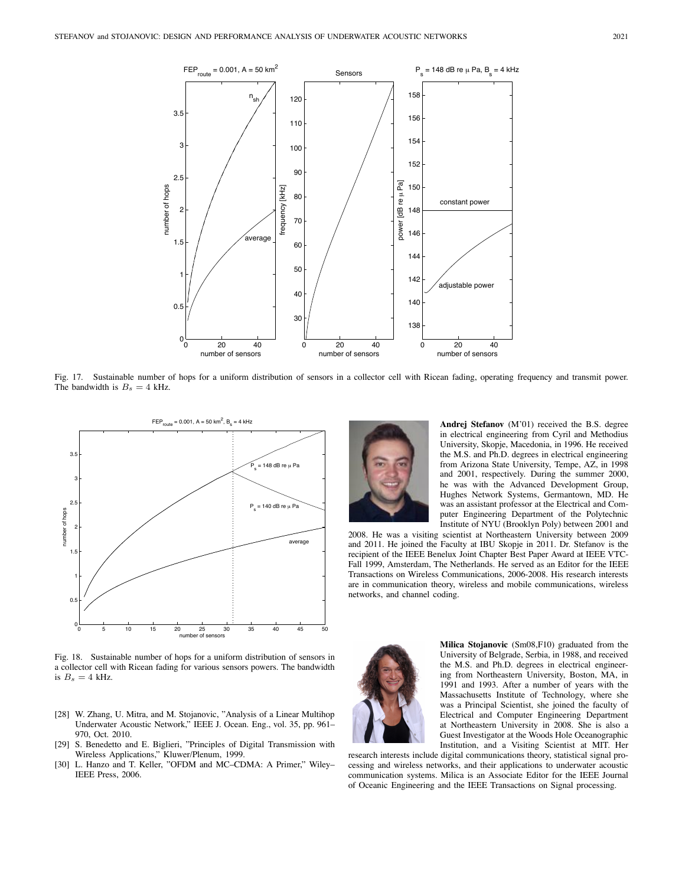$FEP_{route} = 0.001$, $A = 50$ km$^2$

$n_{sh}$

average

number of hops

number of sensors

Sensors

frequency [kHz]

number of sensors

$P_s = 148$ dB re μ Pa, $B_s = 4$ kHz

constant power

adjustable power

power [dB re μ Pa]

number of sensors

Fig. 17. Sustainable number of hops for a uniform distribution of sensors in a collector cell with Ricean fading, operating frequency and transmit power. The bandwidth is $B_s = 4$ kHz.

$FEP_{route} = 0.001$, $A = 50$ km$^2$, $B_s = 4$ kHz

$P_s = 148$ dB re μ Pa

$P_s = 140$ dB re μ Pa

average

number of hops

number of sensors

Fig. 18. Sustainable number of hops for a uniform distribution of sensors in a collector cell with Ricean fading for various sensors powers. The bandwidth is $B_s = 4$ kHz.

[28] W. Zhang, U. Mitra, and M. Stojanovic, "Analysis of a Linear Multihop Underwater Acoustic Network," IEEE J. Ocean. Eng., vol. 35, pp. 961–970, Oct. 2010.

[29] S. Benedetto and E. Biglieri, "Principles of Digital Transmission with Wireless Applications," Kluwer/Plenum, 1999.

[30] L. Hanzo and T. Keller, "OFDM and MC–CDMA: A Primer," Wiley–IEEE Press, 2006.

**Andrej Stefanov** (M'01) received the B.S. degree in electrical engineering from Cyril and Methodius University, Skopje, Macedonia, in 1996. He received the M.S. and Ph.D. degrees in electrical engineering from Arizona State University, Tempe, AZ, in 1998 and 2001, respectively. During the summer 2000, he was with the Advanced Development Group, Hughes Network Systems, Germantown, MD. He was an assistant professor at the Electrical and Computer Engineering Department of the Polytechnic Institute of NYU (Brooklyn Poly) between 2001 and 2008. He was a visiting scientist at Northeastern University between 2009 and 2011. He joined the Faculty at IBU Skopje in 2011. Dr. Stefanov is the recipient of the IEEE Benelux Joint Chapter Best Paper Award at IEEE VTC-Fall 1999, Amsterdam, The Netherlands. He served as an Editor for the IEEE Transactions on Wireless Communications, 2006-2008. His research interests are in communication theory, wireless and mobile communications, wireless networks, and channel coding.

**Milica Stojanovic** (Sm08,F10) graduated from the University of Belgrade, Serbia, in 1988, and received the M.S. and Ph.D. degrees in electrical engineering from Northeastern University, Boston, MA, in 1991 and 1993. After a number of years with the Massachusetts Institute of Technology, where she was a Principal Scientist, she joined the faculty of Electrical and Computer Engineering Department at Northeastern University in 2008. She is also a Guest Investigator at the Woods Hole Oceanographic Institution, and a Visiting Scientist at MIT. Her research interests include digital communications theory, statistical signal processing and wireless networks, and their applications to underwater acoustic communication systems. Milica is an Associate Editor for the IEEE Journal of Oceanic Engineering and the IEEE Transactions on Signal processing.